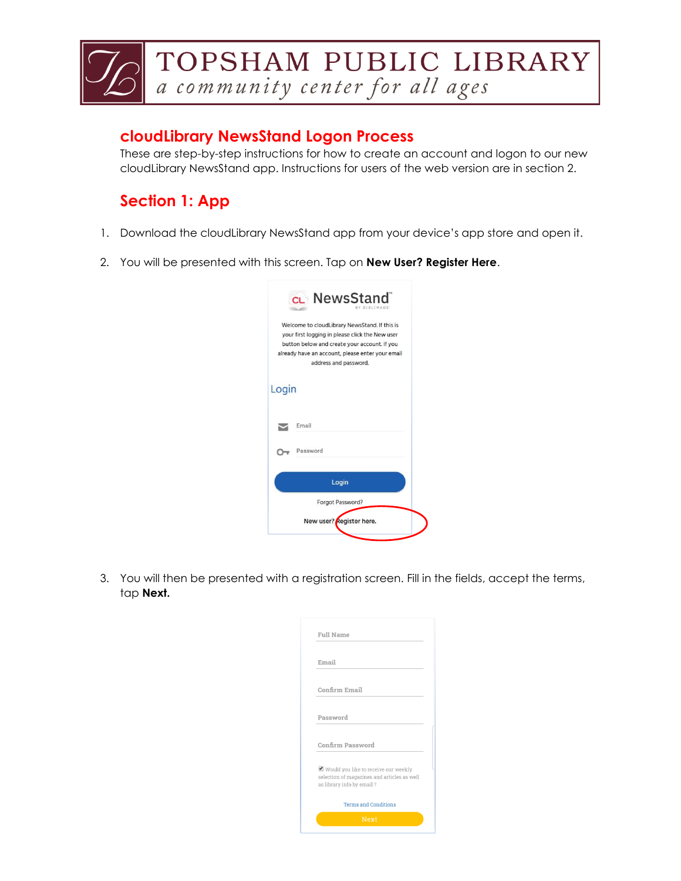# TOPSHAM PUBLIC LIBRARY

*a community center for all ages*

## cloudLibrary NewsStand Logon Process

These are step-by-step instructions for how to create an account and logon to our new cloudLibrary NewsStand app. Instructions for users of the web version are in section 2.

## Section 1: App

1. Download the cloudLibrary NewsStand app from your device's app store and open it.

2. You will be presented with this screen. Tap on **New User? Register Here**.

3. You will then be presented with a registration screen. Fill in the fields, accept the terms, tap **Next.**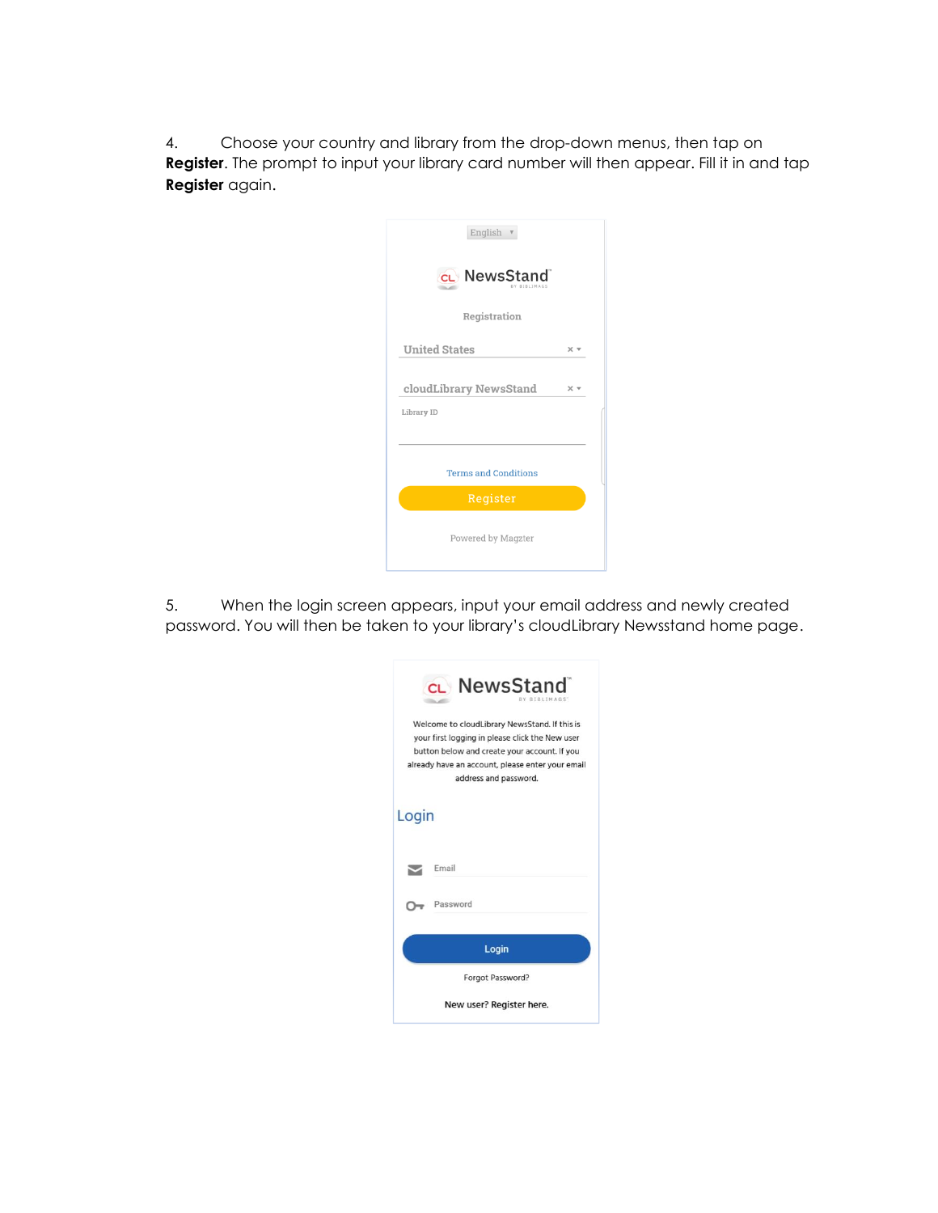4. Choose your country and library from the drop-down menus, then tap on **Register**. The prompt to input your library card number will then appear. Fill it in and tap **Register** again.

5. When the login screen appears, input your email address and newly created password. You will then be taken to your library's cloudLibrary Newsstand home page.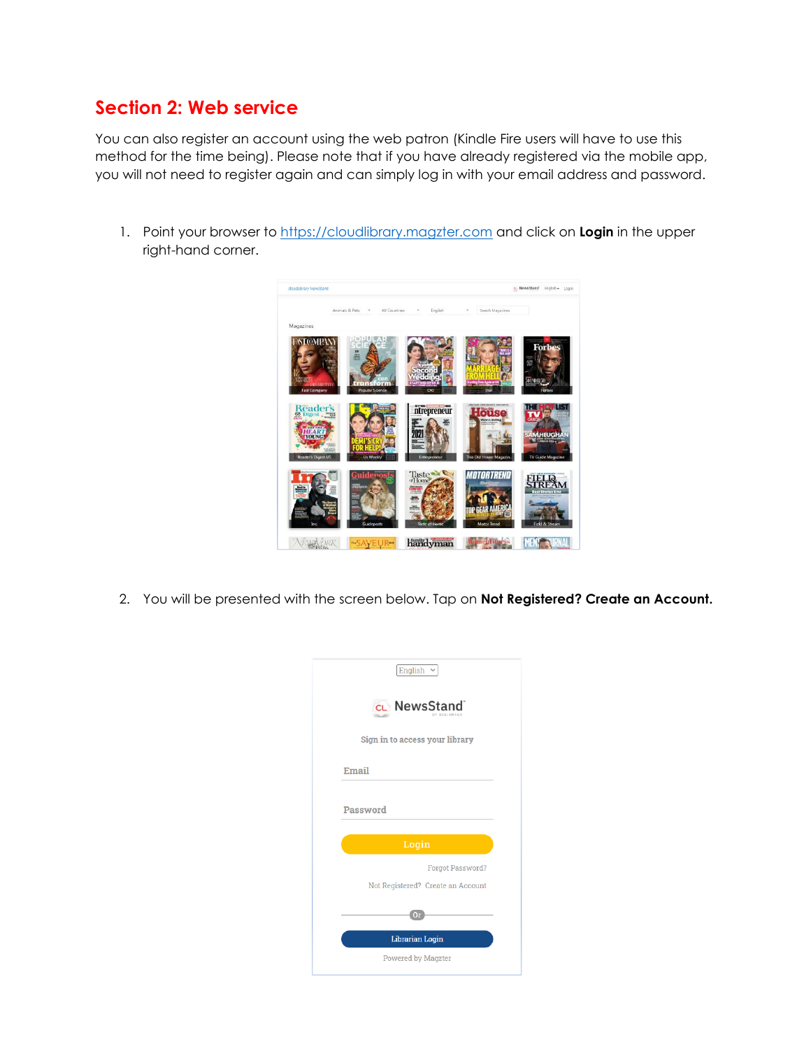## Section 2: Web service

You can also register an account using the web patron (Kindle Fire users will have to use this method for the time being). Please note that if you have already registered via the mobile app, you will not need to register again and can simply log in with your email address and password.

1. Point your browser to [https://cloudlibrary.magzter.com](https://cloudlibrary.magzter.com) and click on **Login** in the upper right-hand corner.

2. You will be presented with the screen below. Tap on **Not Registered? Create an Account.**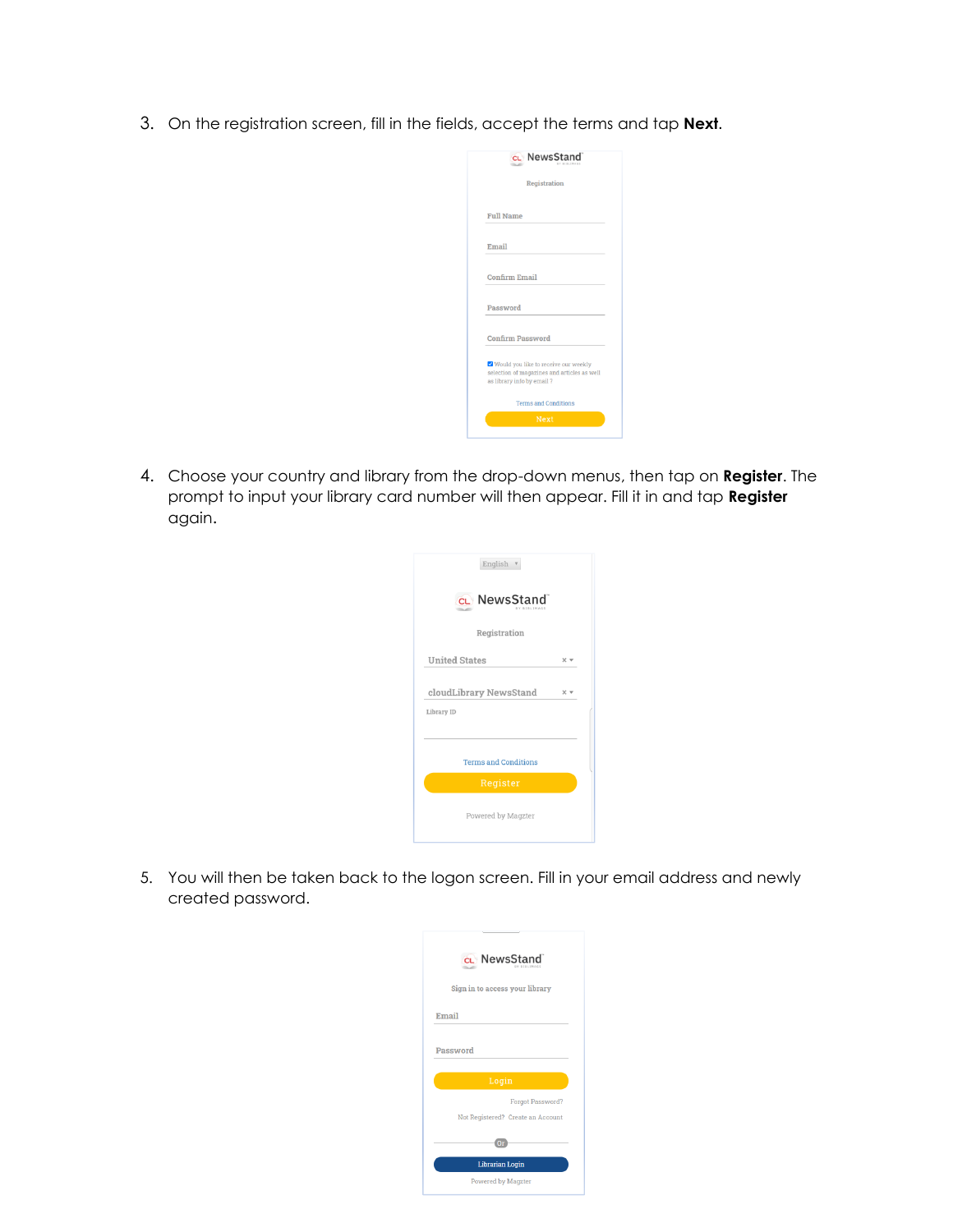3. On the registration screen, fill in the fields, accept the terms and tap **Next**.

4. Choose your country and library from the drop-down menus, then tap on **Register**. The prompt to input your library card number will then appear. Fill it in and tap **Register** again.

5. You will then be taken back to the logon screen. Fill in your email address and newly created password.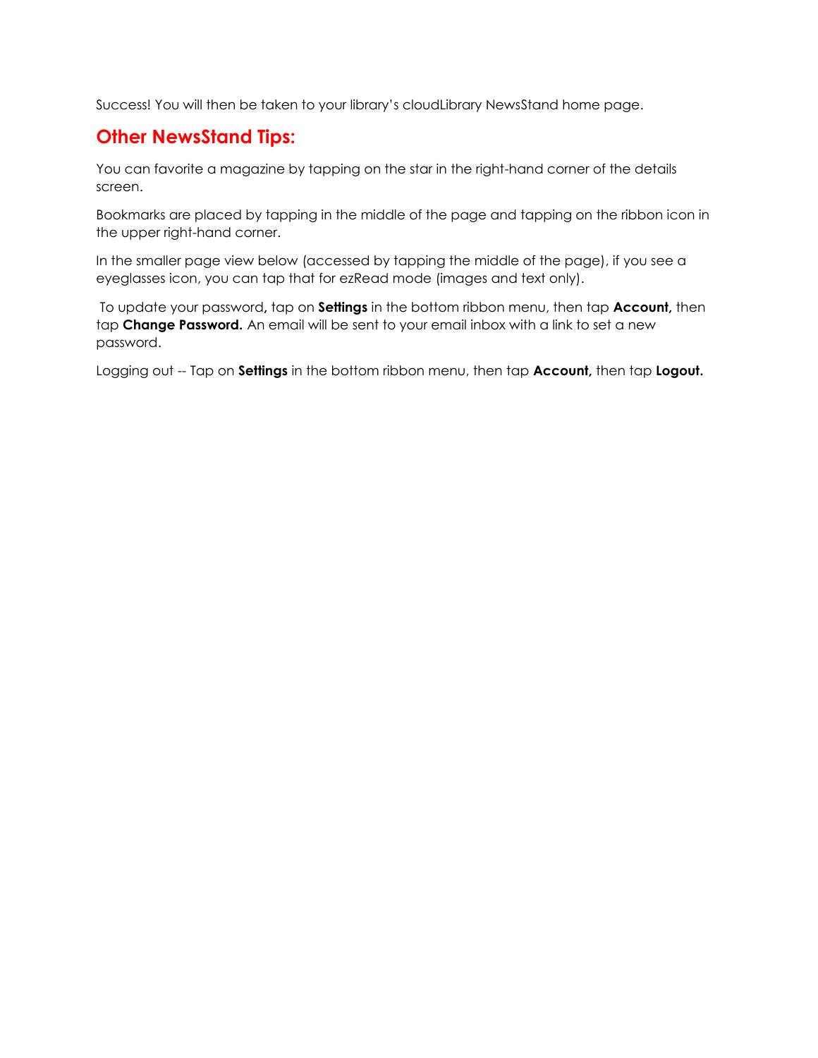Success! You will then be taken to your library's cloudLibrary NewsStand home page.

## Other NewsStand Tips:

You can favorite a magazine by tapping on the star in the right-hand corner of the details screen.

Bookmarks are placed by tapping in the middle of the page and tapping on the ribbon icon in the upper right-hand corner.

In the smaller page view below (accessed by tapping the middle of the page), if you see a eyeglasses icon, you can tap that for ezRead mode (images and text only).

To update your password**,** tap on **Settings** in the bottom ribbon menu, then tap **Account,** then tap **Change Password.** An email will be sent to your email inbox with a link to set a new password.

Logging out -- Tap on **Settings** in the bottom ribbon menu, then tap **Account,** then tap **Logout.**